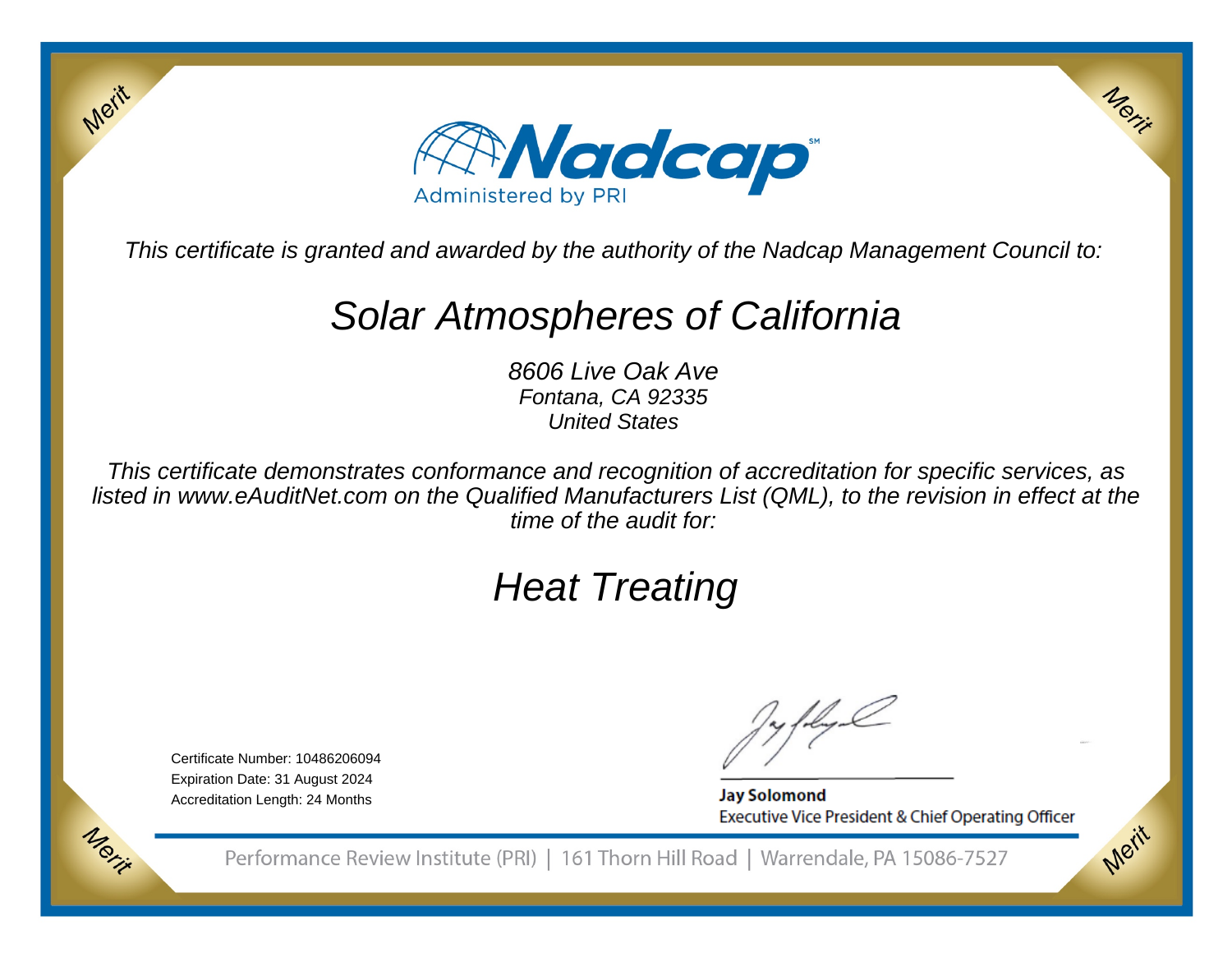Merit

Merit

Nadcap[SM]

Administered by PRI

*This certificate is granted and awarded by the authority of the Nadcap Management Council to:*

# *Solar Atmospheres of California*

*8606 Live Oak Ave*
*Fontana, CA 92335*
*United States*

*This certificate demonstrates conformance and recognition of accreditation for specific services, as listed in www.eAuditNet.com on the Qualified Manufacturers List (QML), to the revision in effect at the time of the audit for:*

# *Heat Treating*

Certificate Number: 10486206094
Expiration Date: 31 August 2024
Accreditation Length: 24 Months

**Jay Solomond**
Executive Vice President & Chief Operating Officer

Merit

Merit

Performance Review Institute (PRI) | 161 Thorn Hill Road | Warrendale, PA 15086-7527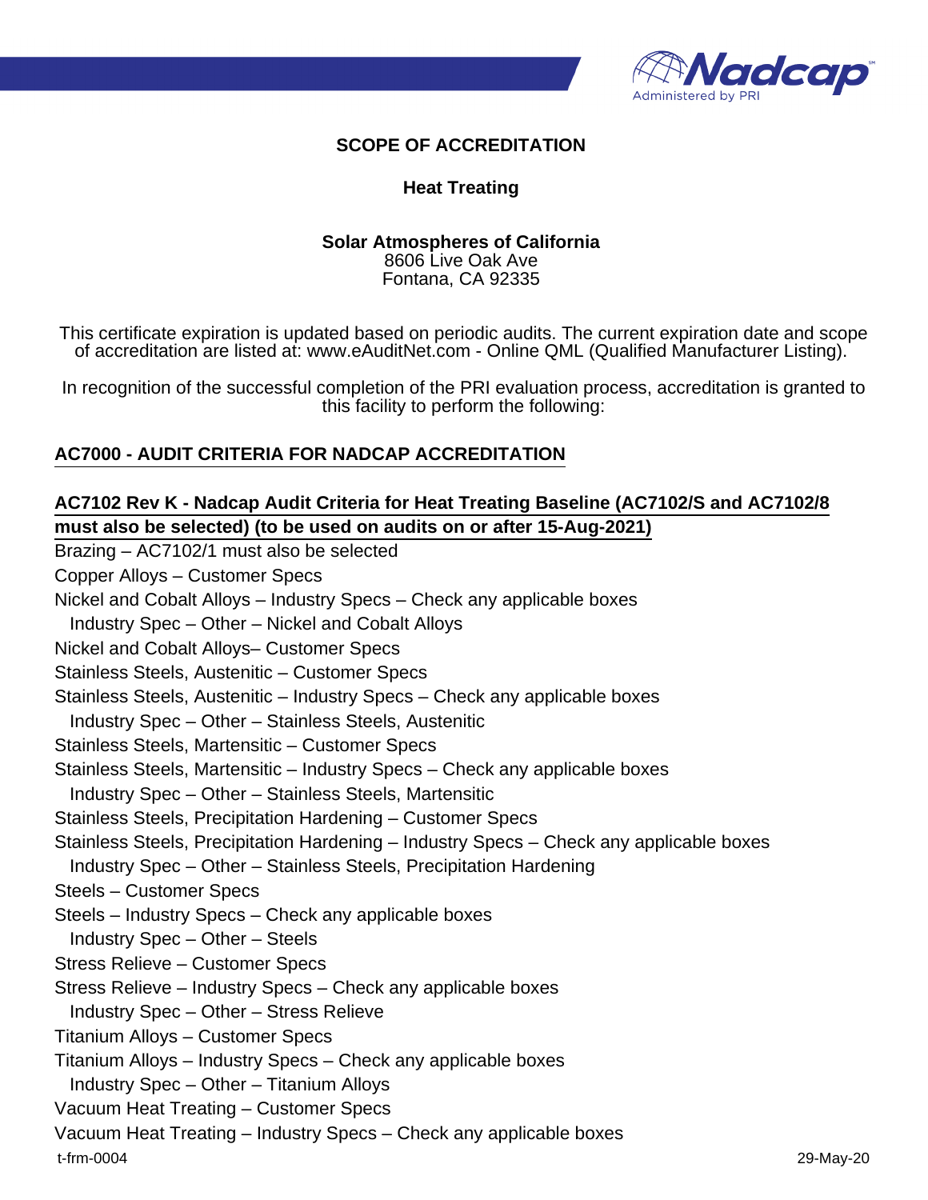# SCOPE OF ACCREDITATION

## Heat Treating

**Solar Atmospheres of California**
8606 Live Oak Ave
Fontana, CA 92335

This certificate expiration is updated based on periodic audits. The current expiration date and scope of accreditation are listed at: www.eAuditNet.com - Online QML (Qualified Manufacturer Listing).

In recognition of the successful completion of the PRI evaluation process, accreditation is granted to this facility to perform the following:

### AC7000 - AUDIT CRITERIA FOR NADCAP ACCREDITATION

### AC7102 Rev K - Nadcap Audit Criteria for Heat Treating Baseline (AC7102/S and AC7102/8 must also be selected) (to be used on audits on or after 15-Aug-2021)

Brazing – AC7102/1 must also be selected
Copper Alloys – Customer Specs
Nickel and Cobalt Alloys – Industry Specs – Check any applicable boxes
  Industry Spec – Other – Nickel and Cobalt Alloys
Nickel and Cobalt Alloys– Customer Specs
Stainless Steels, Austenitic – Customer Specs
Stainless Steels, Austenitic – Industry Specs – Check any applicable boxes
  Industry Spec – Other – Stainless Steels, Austenitic
Stainless Steels, Martensitic – Customer Specs
Stainless Steels, Martensitic – Industry Specs – Check any applicable boxes
  Industry Spec – Other – Stainless Steels, Martensitic
Stainless Steels, Precipitation Hardening – Customer Specs
Stainless Steels, Precipitation Hardening – Industry Specs – Check any applicable boxes
  Industry Spec – Other – Stainless Steels, Precipitation Hardening
Steels – Customer Specs
Steels – Industry Specs – Check any applicable boxes
  Industry Spec – Other – Steels
Stress Relieve – Customer Specs
Stress Relieve – Industry Specs – Check any applicable boxes
  Industry Spec – Other – Stress Relieve
Titanium Alloys – Customer Specs
Titanium Alloys – Industry Specs – Check any applicable boxes
  Industry Spec – Other – Titanium Alloys
Vacuum Heat Treating – Customer Specs
Vacuum Heat Treating – Industry Specs – Check any applicable boxes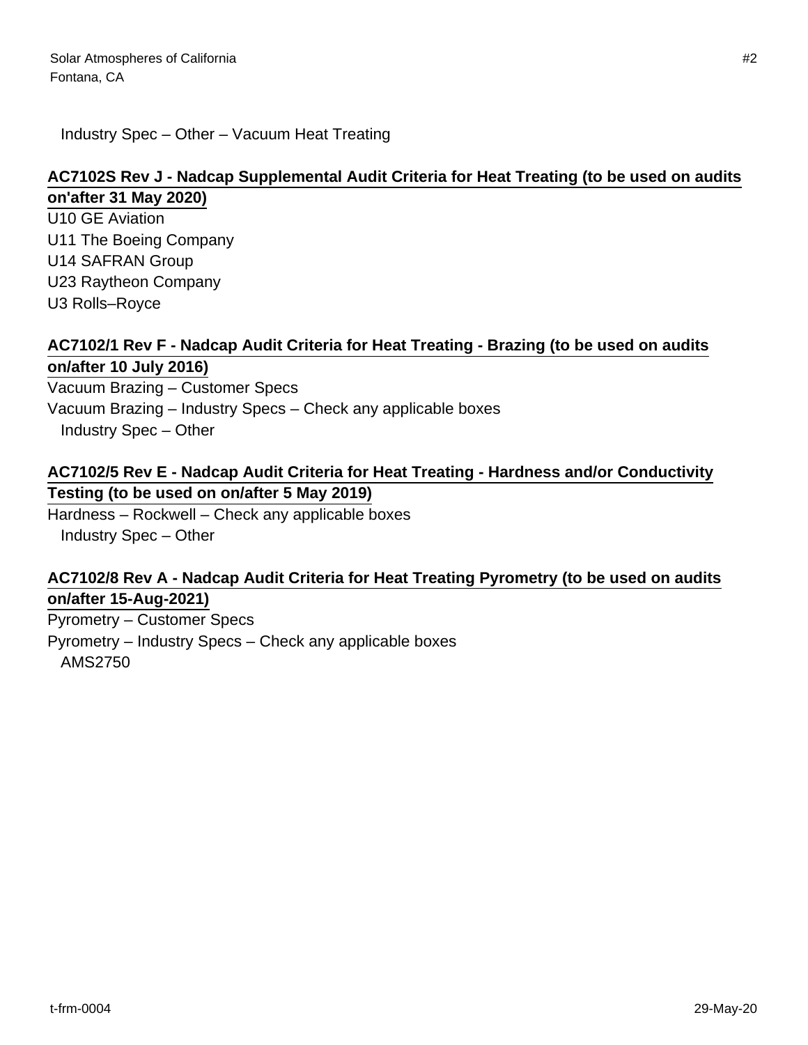Industry Spec – Other – Vacuum Heat Treating

**AC7102S Rev J - Nadcap Supplemental Audit Criteria for Heat Treating (to be used on audits on'after 31 May 2020)**

U10 GE Aviation
U11 The Boeing Company
U14 SAFRAN Group
U23 Raytheon Company
U3 Rolls–Royce

**AC7102/1 Rev F - Nadcap Audit Criteria for Heat Treating - Brazing (to be used on audits on/after 10 July 2016)**

Vacuum Brazing – Customer Specs
Vacuum Brazing – Industry Specs – Check any applicable boxes
  Industry Spec – Other

**AC7102/5 Rev E - Nadcap Audit Criteria for Heat Treating - Hardness and/or Conductivity Testing (to be used on on/after 5 May 2019)**

Hardness – Rockwell – Check any applicable boxes
  Industry Spec – Other

**AC7102/8 Rev A - Nadcap Audit Criteria for Heat Treating Pyrometry (to be used on audits on/after 15-Aug-2021)**

Pyrometry – Customer Specs
Pyrometry – Industry Specs – Check any applicable boxes
  AMS2750